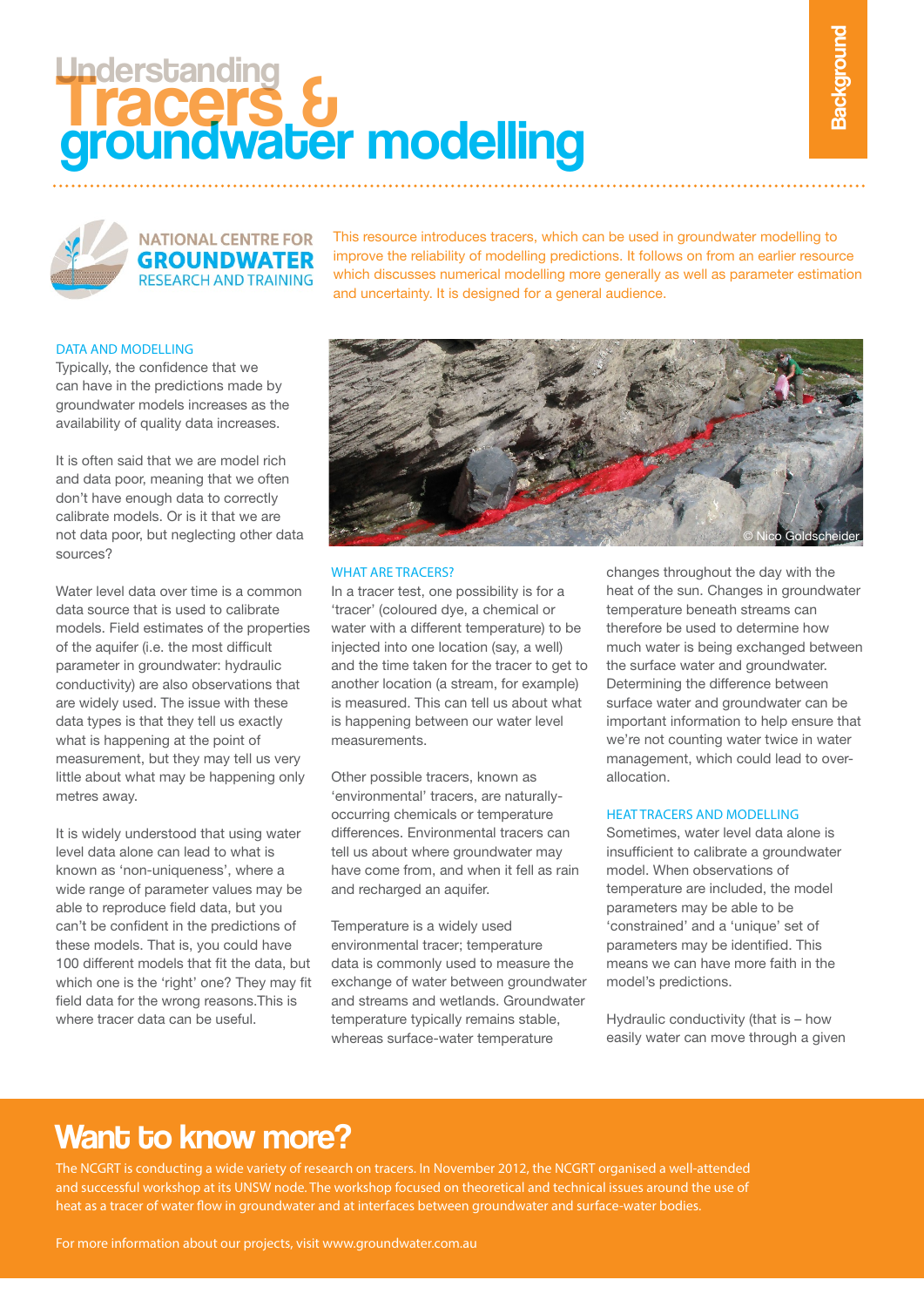# Understanding Tracers & groundwater modelling

Background

NATIONAL CENTRE FOR GROUNDWATER RESEARCH AND TRAINING

This resource introduces tracers, which can be used in groundwater modelling to improve the reliability of modelling predictions. It follows on from an earlier resource which discusses numerical modelling more generally as well as parameter estimation and uncertainty. It is designed for a general audience.

## DATA AND MODELLING

Typically, the confidence that we can have in the predictions made by groundwater models increases as the availability of quality data increases.

It is often said that we are model rich and data poor, meaning that we often don't have enough data to correctly calibrate models. Or is it that we are not data poor, but neglecting other data sources?

Water level data over time is a common data source that is used to calibrate models. Field estimates of the properties of the aquifer (i.e. the most difficult parameter in groundwater: hydraulic conductivity) are also observations that are widely used. The issue with these data types is that they tell us exactly what is happening at the point of measurement, but they may tell us very little about what may be happening only metres away.

It is widely understood that using water level data alone can lead to what is known as 'non-uniqueness', where a wide range of parameter values may be able to reproduce field data, but you can't be confident in the predictions of these models. That is, you could have 100 different models that fit the data, but which one is the 'right' one? They may fit field data for the wrong reasons.This is where tracer data can be useful.

© Nico Goldscheider

## WHAT ARE TRACERS?

In a tracer test, one possibility is for a 'tracer' (coloured dye, a chemical or water with a different temperature) to be injected into one location (say, a well) and the time taken for the tracer to get to another location (a stream, for example) is measured. This can tell us about what is happening between our water level measurements.

Other possible tracers, known as 'environmental' tracers, are naturally-occurring chemicals or temperature differences. Environmental tracers can tell us about where groundwater may have come from, and when it fell as rain and recharged an aquifer.

Temperature is a widely used environmental tracer; temperature data is commonly used to measure the exchange of water between groundwater and streams and wetlands. Groundwater temperature typically remains stable, whereas surface-water temperature changes throughout the day with the heat of the sun. Changes in groundwater temperature beneath streams can therefore be used to determine how much water is being exchanged between the surface water and groundwater. Determining the difference between surface water and groundwater can be important information to help ensure that we're not counting water twice in water management, which could lead to over-allocation.

## HEAT TRACERS AND MODELLING

Sometimes, water level data alone is insufficient to calibrate a groundwater model. When observations of temperature are included, the model parameters may be able to be 'constrained' and a 'unique' set of parameters may be identified. This means we can have more faith in the model's predictions.

Hydraulic conductivity (that is – how easily water can move through a given

## Want to know more?

The NCGRT is conducting a wide variety of research on tracers. In November 2012, the NCGRT organised a well-attended and successful workshop at its UNSW node. The workshop focused on theoretical and technical issues around the use of heat as a tracer of water flow in groundwater and at interfaces between groundwater and surface-water bodies.

For more information about our projects, visit www.groundwater.com.au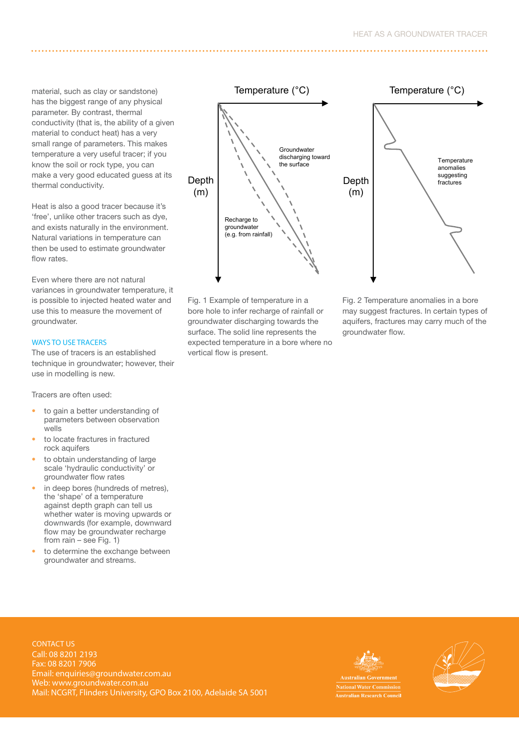material, such as clay or sandstone) has the biggest range of any physical parameter. By contrast, thermal conductivity (that is, the ability of a given material to conduct heat) has a very small range of parameters. This makes temperature a very useful tracer; if you know the soil or rock type, you can make a very good educated guess at its thermal conductivity.

Heat is also a good tracer because it's 'free', unlike other tracers such as dye, and exists naturally in the environment. Natural variations in temperature can then be used to estimate groundwater flow rates.

Even where there are not natural variances in groundwater temperature, it is possible to injected heated water and use this to measure the movement of groundwater.

## WAYS TO USE TRACERS

The use of tracers is an established technique in groundwater; however, their use in modelling is new.

Tracers are often used:

- to gain a better understanding of parameters between observation wells
- to locate fractures in fractured rock aquifers
- to obtain understanding of large scale 'hydraulic conductivity' or groundwater flow rates
- in deep bores (hundreds of metres), the 'shape' of a temperature against depth graph can tell us whether water is moving upwards or downwards (for example, downward flow may be groundwater recharge from rain – see Fig. 1)
- to determine the exchange between groundwater and streams.

Temperature (°C)

Depth (m)

Groundwater discharging toward the surface

Recharge to groundwater (e.g. from rainfall)

Fig. 1 Example of temperature in a bore hole to infer recharge of rainfall or groundwater discharging towards the surface. The solid line represents the expected temperature in a bore where no vertical flow is present.

Temperature (°C)

Depth (m)

Temperature anomalies suggesting fractures

Fig. 2 Temperature anomalies in a bore may suggest fractures. In certain types of aquifers, fractures may carry much of the groundwater flow.

CONTACT US
Call: 08 8201 2193
Fax: 08 8201 7906
Email: enquiries@groundwater.com.au
Web: www.groundwater.com.au
Mail: NCGRT, Flinders University, GPO Box 2100, Adelaide SA 5001

Australian Government
National Water Commission
Australian Research Council